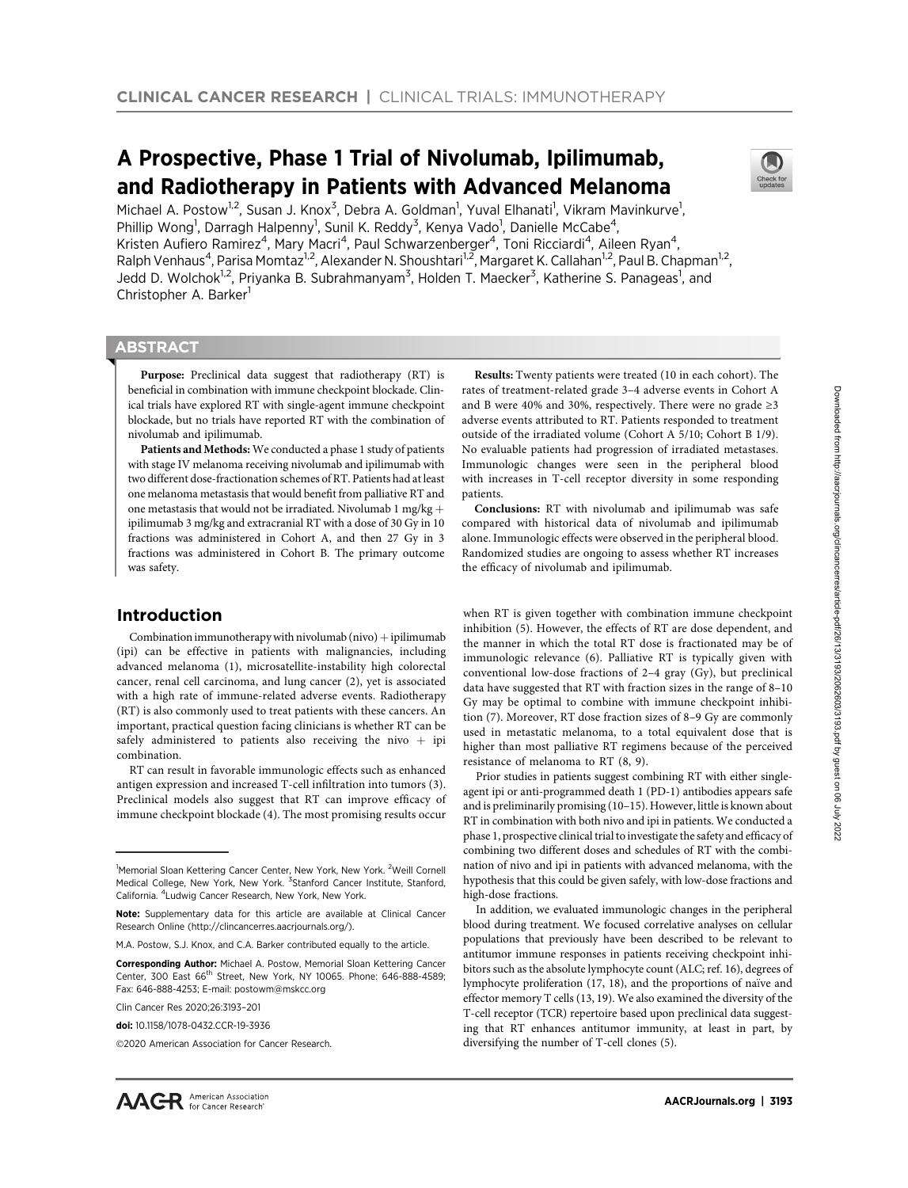CLINICAL CANCER RESEARCH | CLINICAL TRIALS: IMMUNOTHERAPY

# A Prospective, Phase 1 Trial of Nivolumab, Ipilimumab, and Radiotherapy in Patients with Advanced Melanoma

Michael A. Postow[1,2], Susan J. Knox[3], Debra A. Goldman[1], Yuval Elhanati[1], Vikram Mavinkurve[1], Phillip Wong[1], Darragh Halpenny[1], Sunil K. Reddy[3], Kenya Vado[1], Danielle McCabe[4], Kristen Aufiero Ramirez[4], Mary Macri[4], Paul Schwarzenberger[4], Toni Ricciardi[4], Aileen Ryan[4], Ralph Venhaus[4], Parisa Momtaz[1,2], Alexander N. Shoushtari[1,2], Margaret K. Callahan[1,2], Paul B. Chapman[1,2], Jedd D. Wolchok[1,2], Priyanka B. Subrahmanyam[3], Holden T. Maecker[3], Katherine S. Panageas[1], and Christopher A. Barker[1]

## ABSTRACT

**Purpose:** Preclinical data suggest that radiotherapy (RT) is beneficial in combination with immune checkpoint blockade. Clinical trials have explored RT with single-agent immune checkpoint blockade, but no trials have reported RT with the combination of nivolumab and ipilimumab.

**Patients and Methods:** We conducted a phase 1 study of patients with stage IV melanoma receiving nivolumab and ipilimumab with two different dose-fractionation schemes of RT. Patients had at least one melanoma metastasis that would benefit from palliative RT and one metastasis that would not be irradiated. Nivolumab 1 mg/kg + ipilimumab 3 mg/kg and extracranial RT with a dose of 30 Gy in 10 fractions was administered in Cohort A, and then 27 Gy in 3 fractions was administered in Cohort B. The primary outcome was safety.

**Results:** Twenty patients were treated (10 in each cohort). The rates of treatment-related grade 3–4 adverse events in Cohort A and B were 40% and 30%, respectively. There were no grade ≥3 adverse events attributed to RT. Patients responded to treatment outside of the irradiated volume (Cohort A 5/10; Cohort B 1/9). No evaluable patients had progression of irradiated metastases. Immunologic changes were seen in the peripheral blood with increases in T-cell receptor diversity in some responding patients.

**Conclusions:** RT with nivolumab and ipilimumab was safe compared with historical data of nivolumab and ipilimumab alone. Immunologic effects were observed in the peripheral blood. Randomized studies are ongoing to assess whether RT increases the efficacy of nivolumab and ipilimumab.

## Introduction

Combination immunotherapy with nivolumab (nivo) + ipilimumab (ipi) can be effective in patients with malignancies, including advanced melanoma (1), microsatellite-instability high colorectal cancer, renal cell carcinoma, and lung cancer (2), yet is associated with a high rate of immune-related adverse events. Radiotherapy (RT) is also commonly used to treat patients with these cancers. An important, practical question facing clinicians is whether RT can be safely administered to patients also receiving the nivo + ipi combination.

RT can result in favorable immunologic effects such as enhanced antigen expression and increased T-cell infiltration into tumors (3). Preclinical models also suggest that RT can improve efficacy of immune checkpoint blockade (4). The most promising results occur when RT is given together with combination immune checkpoint inhibition (5). However, the effects of RT are dose dependent, and the manner in which the total RT dose is fractionated may be of immunologic relevance (6). Palliative RT is typically given with conventional low-dose fractions of 2–4 gray (Gy), but preclinical data have suggested that RT with fraction sizes in the range of 8–10 Gy may be optimal to combine with immune checkpoint inhibition (7). Moreover, RT dose fraction sizes of 8–9 Gy are commonly used in metastatic melanoma, to a total equivalent dose that is higher than most palliative RT regimens because of the perceived resistance of melanoma to RT (8, 9).

Prior studies in patients suggest combining RT with either single-agent ipi or anti-programmed death 1 (PD-1) antibodies appears safe and is preliminarily promising (10–15). However, little is known about RT in combination with both nivo and ipi in patients. We conducted a phase 1, prospective clinical trial to investigate the safety and efficacy of combining two different doses and schedules of RT with the combination of nivo and ipi in patients with advanced melanoma, with the hypothesis that this could be given safely, with low-dose fractions and high-dose fractions.

In addition, we evaluated immunologic changes in the peripheral blood during treatment. We focused correlative analyses on cellular populations that previously have been described to be relevant to antitumor immune responses in patients receiving checkpoint inhibitors such as the absolute lymphocyte count (ALC; ref. 16), degrees of lymphocyte proliferation (17, 18), and the proportions of naïve and effector memory T cells (13, 19). We also examined the diversity of the T-cell receptor (TCR) repertoire based upon preclinical data suggesting that RT enhances antitumor immunity, at least in part, by diversifying the number of T-cell clones (5).

---

[1]Memorial Sloan Kettering Cancer Center, New York, New York. [2]Weill Cornell Medical College, New York, New York. [3]Stanford Cancer Institute, Stanford, California. [4]Ludwig Cancer Research, New York, New York.

**Note:** Supplementary data for this article are available at Clinical Cancer Research Online (http://clincancerres.aacrjournals.org/).

M.A. Postow, S.J. Knox, and C.A. Barker contributed equally to the article.

**Corresponding Author:** Michael A. Postow, Memorial Sloan Kettering Cancer Center, 300 East 66th Street, New York, NY 10065. Phone: 646-888-4589; Fax: 646-888-4253; E-mail: postowm@mskcc.org

Clin Cancer Res 2020;26:3193–201

**doi:** 10.1158/1078-0432.CCR-19-3936

©2020 American Association for Cancer Research.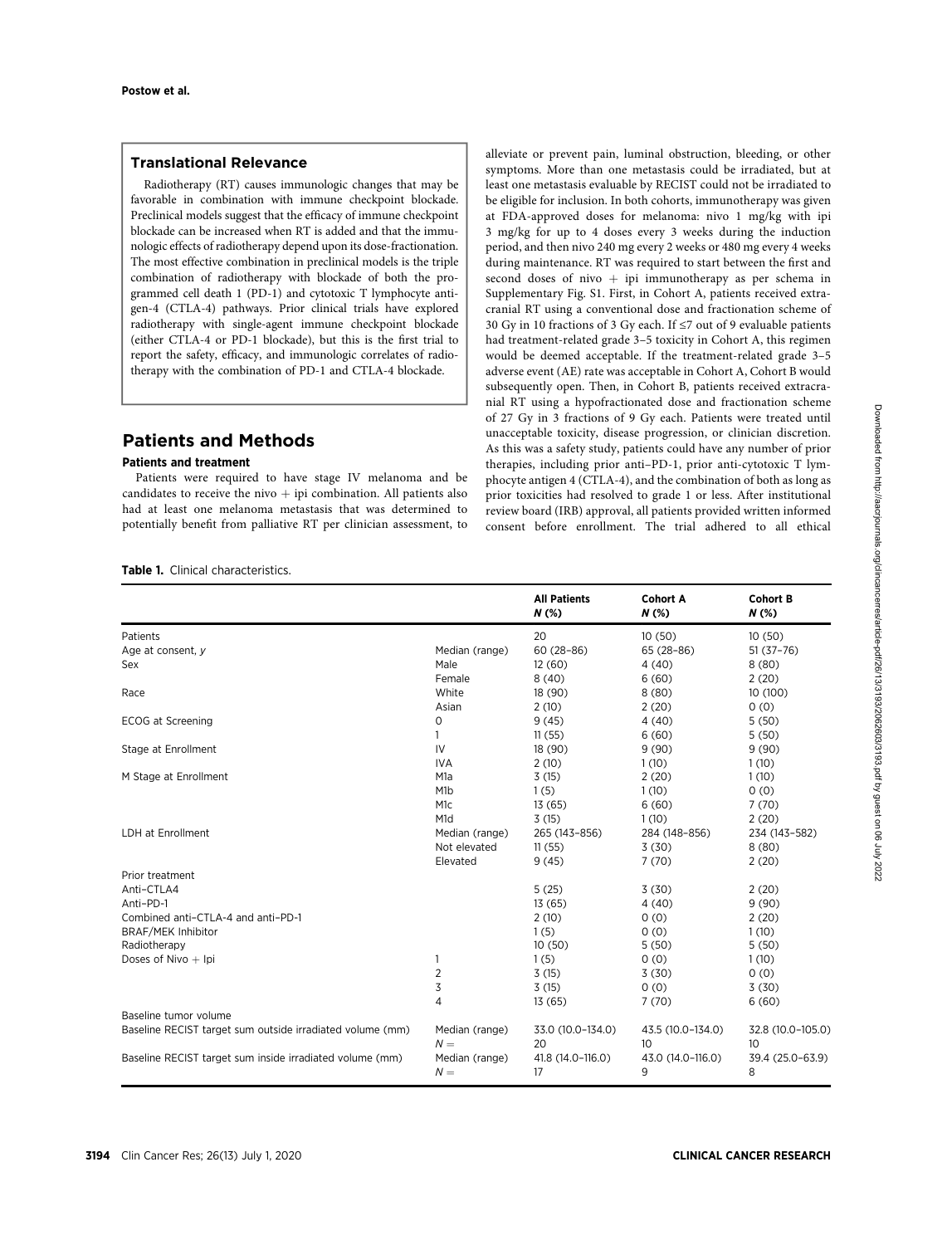### Translational Relevance

Radiotherapy (RT) causes immunologic changes that may be favorable in combination with immune checkpoint blockade. Preclinical models suggest that the efficacy of immune checkpoint blockade can be increased when RT is added and that the immunologic effects of radiotherapy depend upon its dose-fractionation. The most effective combination in preclinical models is the triple combination of radiotherapy with blockade of both the programmed cell death 1 (PD-1) and cytotoxic T lymphocyte antigen-4 (CTLA-4) pathways. Prior clinical trials have explored radiotherapy with single-agent immune checkpoint blockade (either CTLA-4 or PD-1 blockade), but this is the first trial to report the safety, efficacy, and immunologic correlates of radiotherapy with the combination of PD-1 and CTLA-4 blockade.

## Patients and Methods

### Patients and treatment

Patients were required to have stage IV melanoma and be candidates to receive the nivo + ipi combination. All patients also had at least one melanoma metastasis that was determined to potentially benefit from palliative RT per clinician assessment, to alleviate or prevent pain, luminal obstruction, bleeding, or other symptoms. More than one metastasis could be irradiated, but at least one metastasis evaluable by RECIST could not be irradiated to be eligible for inclusion. In both cohorts, immunotherapy was given at FDA-approved doses for melanoma: nivo 1 mg/kg with ipi 3 mg/kg for up to 4 doses every 3 weeks during the induction period, and then nivo 240 mg every 2 weeks or 480 mg every 4 weeks during maintenance. RT was required to start between the first and second doses of nivo + ipi immunotherapy as per schema in Supplementary Fig. S1. First, in Cohort A, patients received extracranial RT using a conventional dose and fractionation scheme of 30 Gy in 10 fractions of 3 Gy each. If ≤7 out of 9 evaluable patients had treatment-related grade 3–5 toxicity in Cohort A, this regimen would be deemed acceptable. If the treatment-related grade 3–5 adverse event (AE) rate was acceptable in Cohort A, Cohort B would subsequently open. Then, in Cohort B, patients received extracranial RT using a hypofractionated dose and fractionation scheme of 27 Gy in 3 fractions of 9 Gy each. Patients were treated until unacceptable toxicity, disease progression, or clinician discretion. As this was a safety study, patients could have any number of prior therapies, including prior anti–PD-1, prior anti-cytotoxic T lymphocyte antigen 4 (CTLA-4), and the combination of both as long as prior toxicities had resolved to grade 1 or less. After institutional review board (IRB) approval, all patients provided written informed consent before enrollment. The trial adhered to all ethical

**Table 1.** Clinical characteristics.

| | | All Patients N (%) | Cohort A N (%) | Cohort B N (%) |
|---|---|---|---|---|
| Patients | | 20 | 10 (50) | 10 (50) |
| Age at consent, y | Median (range) | 60 (28–86) | 65 (28–86) | 51 (37–76) |
| Sex | Male | 12 (60) | 4 (40) | 8 (80) |
| | Female | 8 (40) | 6 (60) | 2 (20) |
| Race | White | 18 (90) | 8 (80) | 10 (100) |
| | Asian | 2 (10) | 2 (20) | 0 (0) |
| ECOG at Screening | 0 | 9 (45) | 4 (40) | 5 (50) |
| | 1 | 11 (55) | 6 (60) | 5 (50) |
| Stage at Enrollment | IV | 18 (90) | 9 (90) | 9 (90) |
| | IVA | 2 (10) | 1 (10) | 1 (10) |
| M Stage at Enrollment | M1a | 3 (15) | 2 (20) | 1 (10) |
| | M1b | 1 (5) | 1 (10) | 0 (0) |
| | M1c | 13 (65) | 6 (60) | 7 (70) |
| | M1d | 3 (15) | 1 (10) | 2 (20) |
| LDH at Enrollment | Median (range) | 265 (143–856) | 284 (148–856) | 234 (143–582) |
| | Not elevated | 11 (55) | 3 (30) | 8 (80) |
| | Elevated | 9 (45) | 7 (70) | 2 (20) |
| Prior treatment | | | | |
| Anti–CTLA4 | | 5 (25) | 3 (30) | 2 (20) |
| Anti–PD-1 | | 13 (65) | 4 (40) | 9 (90) |
| Combined anti–CTLA-4 and anti–PD-1 | | 2 (10) | 0 (0) | 2 (20) |
| BRAF/MEK Inhibitor | | 1 (5) | 0 (0) | 1 (10) |
| Radiotherapy | | 10 (50) | 5 (50) | 5 (50) |
| Doses of Nivo + Ipi | 1 | 1 (5) | 0 (0) | 1 (10) |
| | 2 | 3 (15) | 3 (30) | 0 (0) |
| | 3 | 3 (15) | 0 (0) | 3 (30) |
| | 4 | 13 (65) | 7 (70) | 6 (60) |
| Baseline tumor volume | | | | |
| Baseline RECIST target sum outside irradiated volume (mm) | Median (range) | 33.0 (10.0–134.0) | 43.5 (10.0–134.0) | 32.8 (10.0–105.0) |
| | N = | 20 | 10 | 10 |
| Baseline RECIST target sum inside irradiated volume (mm) | Median (range) | 41.8 (14.0–116.0) | 43.0 (14.0–116.0) | 39.4 (25.0–63.9) |
| | N = | 17 | 9 | 8 |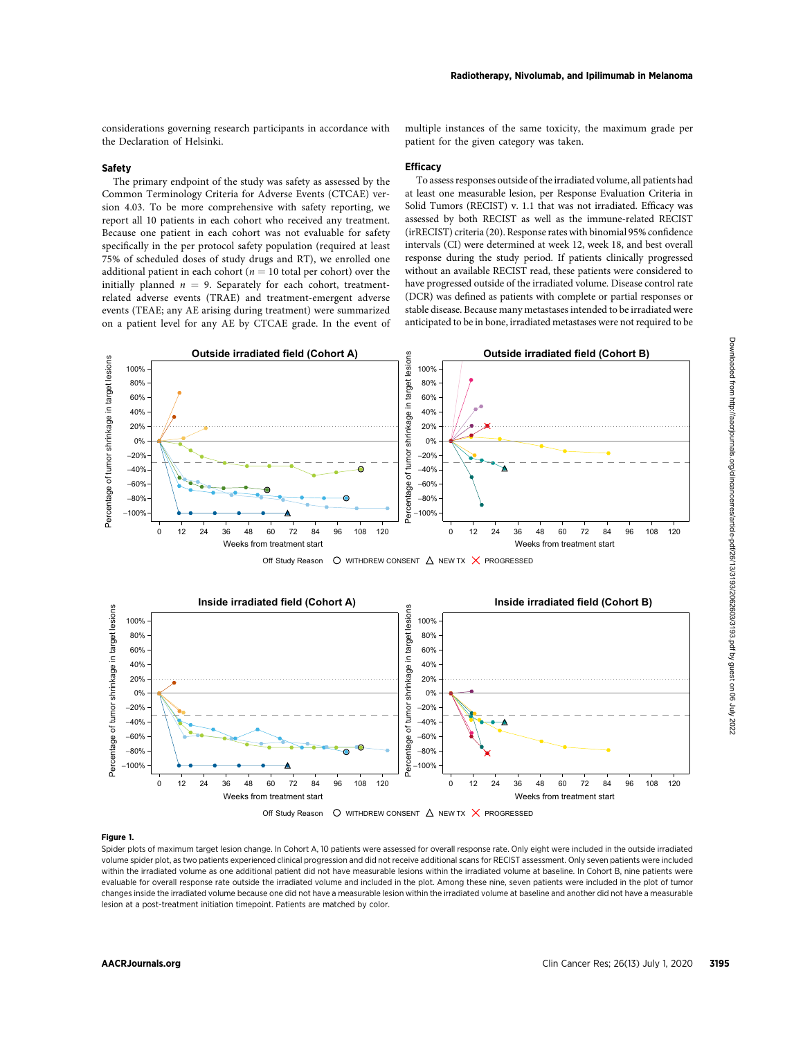considerations governing research participants in accordance with the Declaration of Helsinki.

### Safety

The primary endpoint of the study was safety as assessed by the Common Terminology Criteria for Adverse Events (CTCAE) version 4.03. To be more comprehensive with safety reporting, we report all 10 patients in each cohort who received any treatment. Because one patient in each cohort was not evaluable for safety specifically in the per protocol safety population (required at least 75% of scheduled doses of study drugs and RT), we enrolled one additional patient in each cohort ($n = 10$ total per cohort) over the initially planned $n = 9$. Separately for each cohort, treatment-related adverse events (TRAE) and treatment-emergent adverse events (TEAE; any AE arising during treatment) were summarized on a patient level for any AE by CTCAE grade. In the event of multiple instances of the same toxicity, the maximum grade per patient for the given category was taken.

### Efficacy

To assess responses outside of the irradiated volume, all patients had at least one measurable lesion, per Response Evaluation Criteria in Solid Tumors (RECIST) v. 1.1 that was not irradiated. Efficacy was assessed by both RECIST as well as the immune-related RECIST (irRECIST) criteria (20). Response rates with binomial 95% confidence intervals (CI) were determined at week 12, week 18, and best overall response during the study period. If patients clinically progressed without an available RECIST read, these patients were considered to have progressed outside of the irradiated volume. Disease control rate (DCR) was defined as patients with complete or partial responses or stable disease. Because many metastases intended to be irradiated were anticipated to be in bone, irradiated metastases were not required to be

**Figure 1.**

Spider plots of maximum target lesion change. In Cohort A, 10 patients were assessed for overall response rate. Only eight were included in the outside irradiated volume spider plot, as two patients experienced clinical progression and did not receive additional scans for RECIST assessment. Only seven patients were included within the irradiated volume as one additional patient did not have measurable lesions within the irradiated volume at baseline. In Cohort B, nine patients were evaluable for overall response rate outside the irradiated volume and included in the plot. Among these nine, seven patients were included in the plot of tumor changes inside the irradiated volume because one did not have a measurable lesion within the irradiated volume at baseline and another did not have a measurable lesion at a post-treatment initiation timepoint. Patients are matched by color.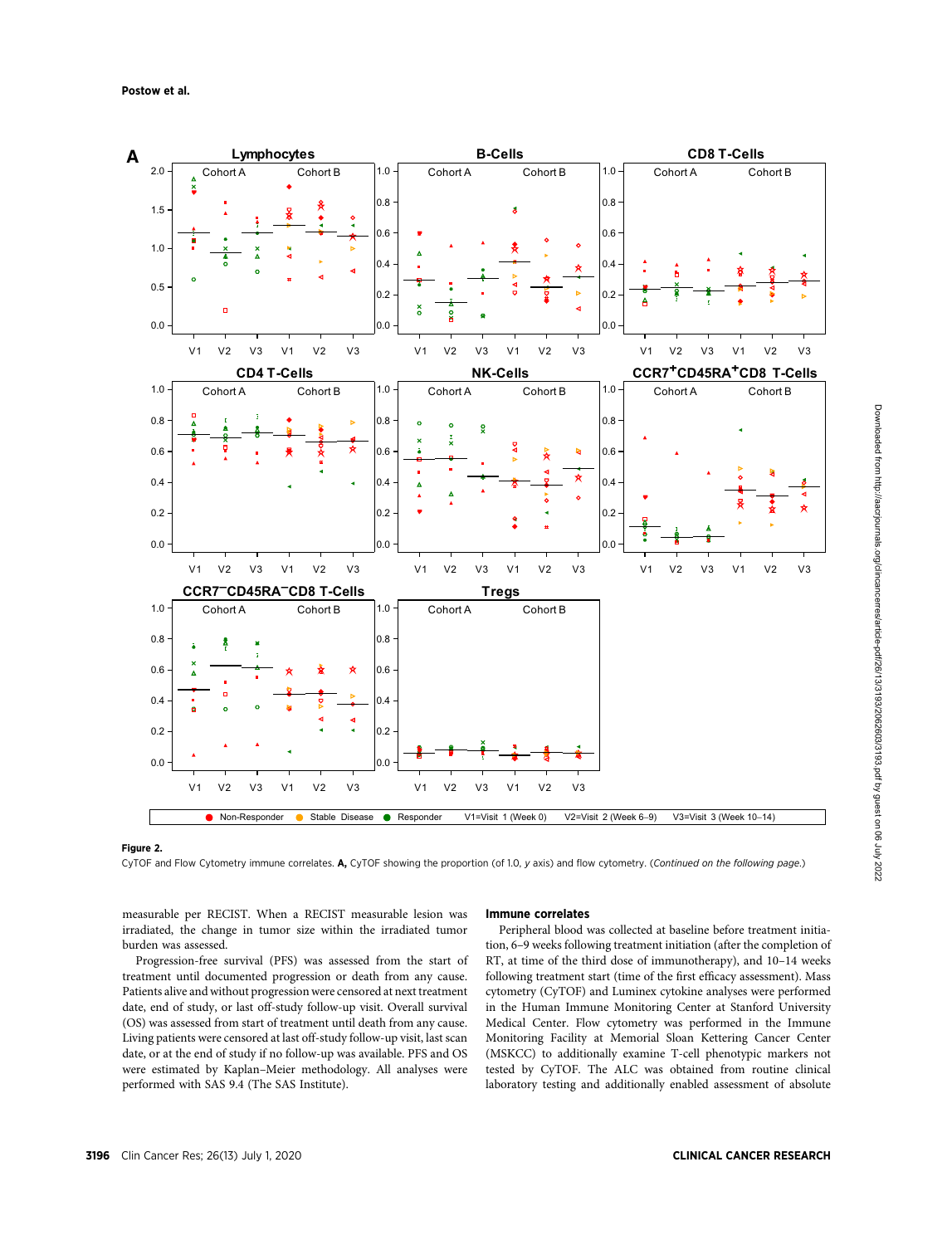**Figure 2.**

CyTOF and Flow Cytometry immune correlates. **A,** CyTOF showing the proportion (of 1.0, *y* axis) and flow cytometry. (*Continued on the following page.*)

measurable per RECIST. When a RECIST measurable lesion was irradiated, the change in tumor size within the irradiated tumor burden was assessed.

Progression-free survival (PFS) was assessed from the start of treatment until documented progression or death from any cause. Patients alive and without progression were censored at next treatment date, end of study, or last off-study follow-up visit. Overall survival (OS) was assessed from start of treatment until death from any cause. Living patients were censored at last off-study follow-up visit, last scan date, or at the end of study if no follow-up was available. PFS and OS were estimated by Kaplan–Meier methodology. All analyses were performed with SAS 9.4 (The SAS Institute).

## Immune correlates

Peripheral blood was collected at baseline before treatment initiation, 6–9 weeks following treatment initiation (after the completion of RT, at time of the third dose of immunotherapy), and 10–14 weeks following treatment start (time of the first efficacy assessment). Mass cytometry (CyTOF) and Luminex cytokine analyses were performed in the Human Immune Monitoring Center at Stanford University Medical Center. Flow cytometry was performed in the Immune Monitoring Facility at Memorial Sloan Kettering Cancer Center (MSKCC) to additionally examine T-cell phenotypic markers not tested by CyTOF. The ALC was obtained from routine clinical laboratory testing and additionally enabled assessment of absolute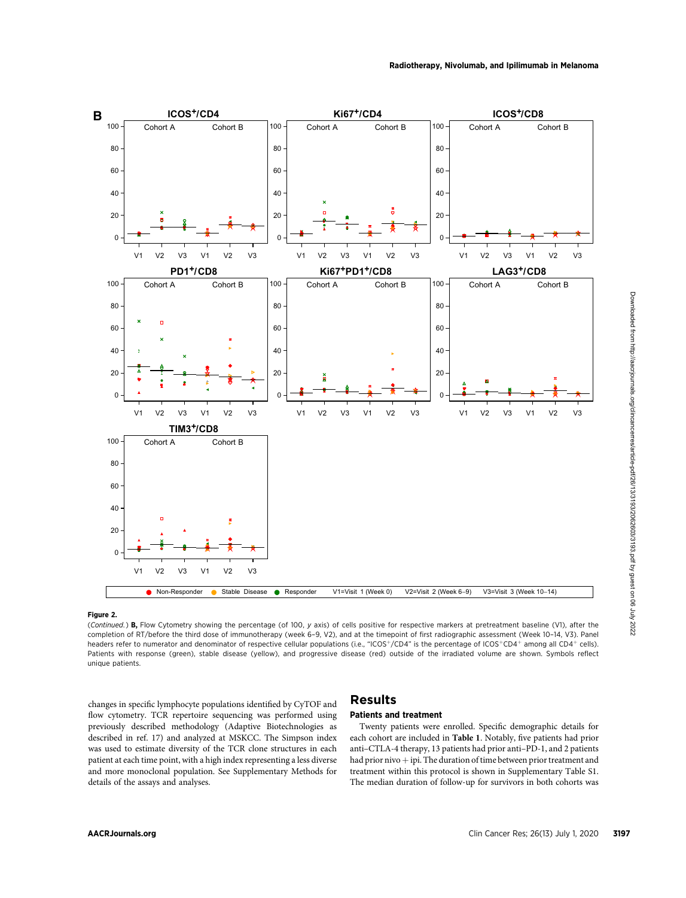**Figure 2.**
(*Continued.*) **B,** Flow Cytometry showing the percentage (of 100, *y* axis) of cells positive for respective markers at pretreatment baseline (V1), after the completion of RT/before the third dose of immunotherapy (week 6–9, V2), and at the timepoint of first radiographic assessment (Week 10–14, V3). Panel headers refer to numerator and denominator of respective cellular populations (i.e., "ICOS$^{+}$/CD4" is the percentage of ICOS$^{+}$CD4$^{+}$ among all CD4$^{+}$ cells). Patients with response (green), stable disease (yellow), and progressive disease (red) outside of the irradiated volume are shown. Symbols reflect unique patients.

changes in specific lymphocyte populations identified by CyTOF and flow cytometry. TCR repertoire sequencing was performed using previously described methodology (Adaptive Biotechnologies as described in ref. 17) and analyzed at MSKCC. The Simpson index was used to estimate diversity of the TCR clone structures in each patient at each time point, with a high index representing a less diverse and more monoclonal population. See Supplementary Methods for details of the assays and analyses.

## Results

### Patients and treatment

Twenty patients were enrolled. Specific demographic details for each cohort are included in **Table 1**. Notably, five patients had prior anti–CTLA-4 therapy, 13 patients had prior anti–PD-1, and 2 patients had prior nivo + ipi. The duration of time between prior treatment and treatment within this protocol is shown in Supplementary Table S1. The median duration of follow-up for survivors in both cohorts was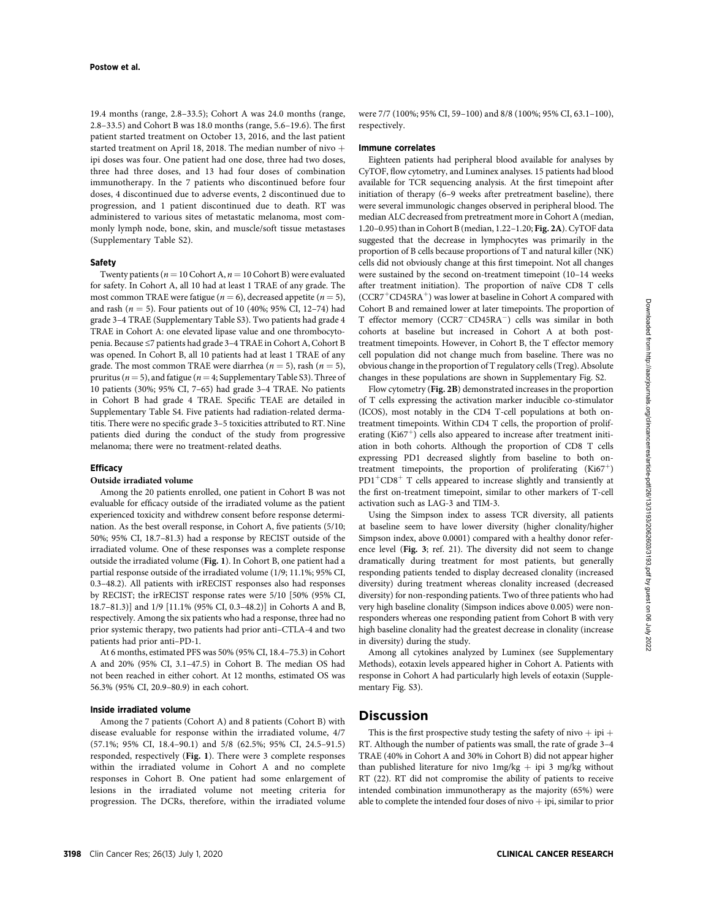19.4 months (range, 2.8–33.5); Cohort A was 24.0 months (range, 2.8–33.5) and Cohort B was 18.0 months (range, 5.6–19.6). The first patient started treatment on October 13, 2016, and the last patient started treatment on April 18, 2018. The median number of nivo + ipi doses was four. One patient had one dose, three had two doses, three had three doses, and 13 had four doses of combination immunotherapy. In the 7 patients who discontinued before four doses, 4 discontinued due to adverse events, 2 discontinued due to progression, and 1 patient discontinued due to death. RT was administered to various sites of metastatic melanoma, most commonly lymph node, bone, skin, and muscle/soft tissue metastases (Supplementary Table S2).

### Safety

Twenty patients ($n = 10$ Cohort A, $n = 10$ Cohort B) were evaluated for safety. In Cohort A, all 10 had at least 1 TRAE of any grade. The most common TRAE were fatigue ($n = 6$), decreased appetite ($n = 5$), and rash ($n = 5$). Four patients out of 10 (40%; 95% CI, 12–74) had grade 3–4 TRAE (Supplementary Table S3). Two patients had grade 4 TRAE in Cohort A: one elevated lipase value and one thrombocytopenia. Because ≤7 patients had grade 3–4 TRAE in Cohort A, Cohort B was opened. In Cohort B, all 10 patients had at least 1 TRAE of any grade. The most common TRAE were diarrhea ($n = 5$), rash ($n = 5$), pruritus ($n = 5$), and fatigue ($n = 4$; Supplementary Table S3). Three of 10 patients (30%; 95% CI, 7–65) had grade 3–4 TRAE. No patients in Cohort B had grade 4 TRAE. Specific TEAE are detailed in Supplementary Table S4. Five patients had radiation-related dermatitis. There were no specific grade 3–5 toxicities attributed to RT. Nine patients died during the conduct of the study from progressive melanoma; there were no treatment-related deaths.

### Efficacy

#### Outside irradiated volume

Among the 20 patients enrolled, one patient in Cohort B was not evaluable for efficacy outside of the irradiated volume as the patient experienced toxicity and withdrew consent before response determination. As the best overall response, in Cohort A, five patients (5/10; 50%; 95% CI, 18.7–81.3) had a response by RECIST outside of the irradiated volume. One of these responses was a complete response outside the irradiated volume (**Fig. 1**). In Cohort B, one patient had a partial response outside of the irradiated volume (1/9; 11.1%; 95% CI, 0.3–48.2). All patients with irRECIST responses also had responses by RECIST; the irRECIST response rates were 5/10 [50% (95% CI, 18.7–81.3)] and 1/9 [11.1% (95% CI, 0.3–48.2)] in Cohorts A and B, respectively. Among the six patients who had a response, three had no prior systemic therapy, two patients had prior anti–CTLA-4 and two patients had prior anti–PD-1.

At 6 months, estimated PFS was 50% (95% CI, 18.4–75.3) in Cohort A and 20% (95% CI, 3.1–47.5) in Cohort B. The median OS had not been reached in either cohort. At 12 months, estimated OS was 56.3% (95% CI, 20.9–80.9) in each cohort.

#### Inside irradiated volume

Among the 7 patients (Cohort A) and 8 patients (Cohort B) with disease evaluable for response within the irradiated volume, 4/7 (57.1%; 95% CI, 18.4–90.1) and 5/8 (62.5%; 95% CI, 24.5–91.5) responded, respectively (**Fig. 1**). There were 3 complete responses within the irradiated volume in Cohort A and no complete responses in Cohort B. One patient had some enlargement of lesions in the irradiated volume not meeting criteria for progression. The DCRs, therefore, within the irradiated volume were 7/7 (100%; 95% CI, 59–100) and 8/8 (100%; 95% CI, 63.1–100), respectively.

### Immune correlates

Eighteen patients had peripheral blood available for analyses by CyTOF, flow cytometry, and Luminex analyses. 15 patients had blood available for TCR sequencing analysis. At the first timepoint after initiation of therapy (6–9 weeks after pretreatment baseline), there were several immunologic changes observed in peripheral blood. The median ALC decreased from pretreatment more in Cohort A (median, 1.20–0.95) than in Cohort B (median, 1.22–1.20; **Fig. 2A**). CyTOF data suggested that the decrease in lymphocytes was primarily in the proportion of B cells because proportions of T and natural killer (NK) cells did not obviously change at this first timepoint. Not all changes were sustained by the second on-treatment timepoint (10–14 weeks after treatment initiation). The proportion of naïve CD8 T cells ($CCR7^+CD45RA^+$) was lower at baseline in Cohort A compared with Cohort B and remained lower at later timepoints. The proportion of T effector memory ($CCR7^-CD45RA^-$) cells was similar in both cohorts at baseline but increased in Cohort A at both post-treatment timepoints. However, in Cohort B, the T effector memory cell population did not change much from baseline. There was no obvious change in the proportion of T regulatory cells (Treg). Absolute changes in these populations are shown in Supplementary Fig. S2.

Flow cytometry (**Fig. 2B**) demonstrated increases in the proportion of T cells expressing the activation marker inducible co-stimulator (ICOS), most notably in the CD4 T-cell populations at both on-treatment timepoints. Within CD4 T cells, the proportion of proliferating ($Ki67^+$) cells also appeared to increase after treatment initiation in both cohorts. Although the proportion of CD8 T cells expressing PD1 decreased slightly from baseline to both on-treatment timepoints, the proportion of proliferating ($Ki67^+$) $PD1^+CD8^+$ T cells appeared to increase slightly and transiently at the first on-treatment timepoint, similar to other markers of T-cell activation such as LAG-3 and TIM-3.

Using the Simpson index to assess TCR diversity, all patients at baseline seem to have lower diversity (higher clonality/higher Simpson index, above 0.0001) compared with a healthy donor reference level (**Fig. 3**; ref. 21). The diversity did not seem to change dramatically during treatment for most patients, but generally responding patients tended to display decreased clonality (increased diversity) during treatment whereas clonality increased (decreased diversity) for non-responding patients. Two of three patients who had very high baseline clonality (Simpson indices above 0.005) were non-responders whereas one responding patient from Cohort B with very high baseline clonality had the greatest decrease in clonality (increase in diversity) during the study.

Among all cytokines analyzed by Luminex (see Supplementary Methods), eotaxin levels appeared higher in Cohort A. Patients with response in Cohort A had particularly high levels of eotaxin (Supplementary Fig. S3).

## Discussion

This is the first prospective study testing the safety of nivo + ipi + RT. Although the number of patients was small, the rate of grade 3–4 TRAE (40% in Cohort A and 30% in Cohort B) did not appear higher than published literature for nivo 1mg/kg + ipi 3 mg/kg without RT (22). RT did not compromise the ability of patients to receive intended combination immunotherapy as the majority (65%) were able to complete the intended four doses of nivo + ipi, similar to prior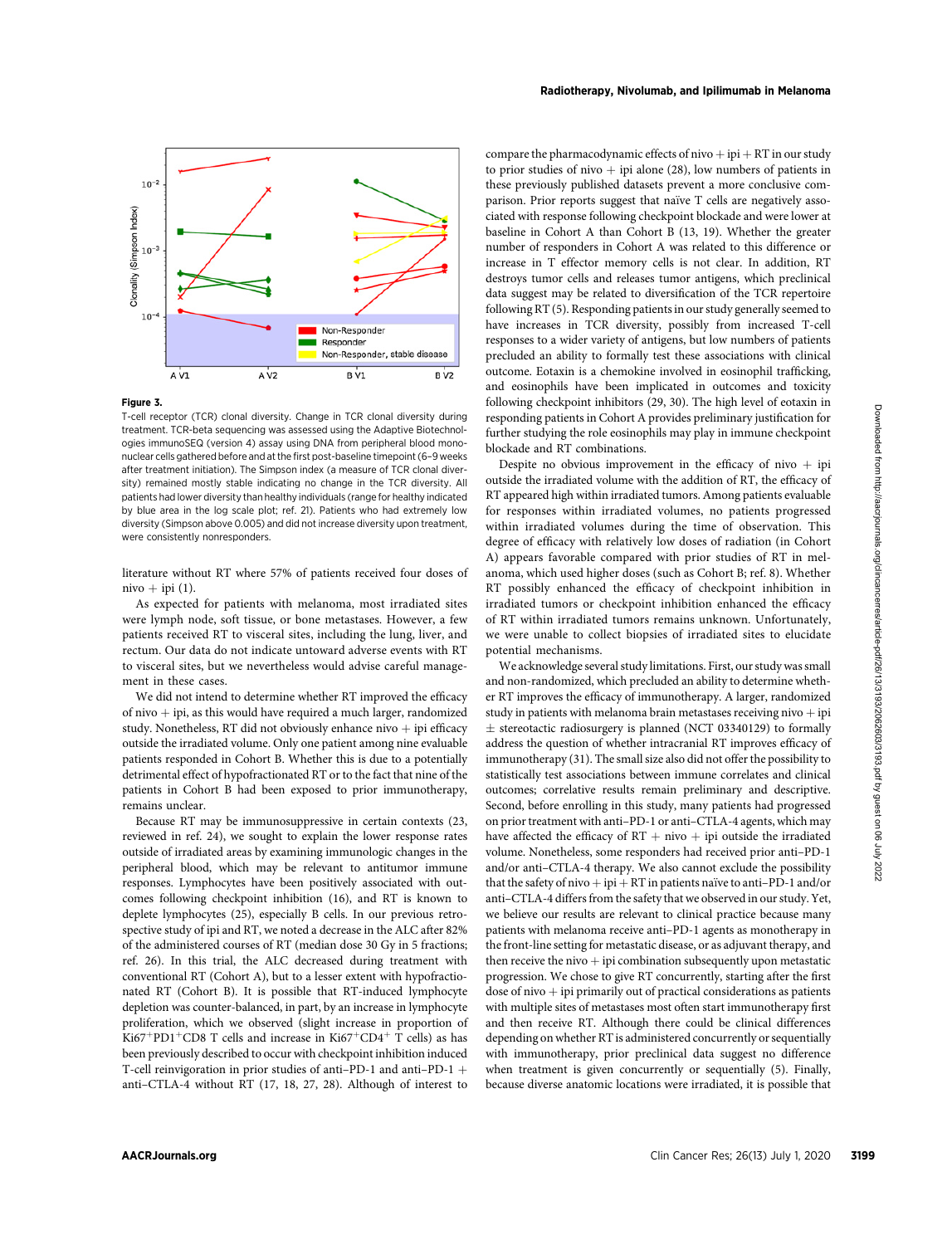**Figure 3.**

T-cell receptor (TCR) clonal diversity. Change in TCR clonal diversity during treatment. TCR-beta sequencing was assessed using the Adaptive Biotechnologies immunoSEQ (version 4) assay using DNA from peripheral blood mononuclear cells gathered before and at the first post-baseline timepoint (6–9 weeks after treatment initiation). The Simpson index (a measure of TCR clonal diversity) remained mostly stable indicating no change in the TCR diversity. All patients had lower diversity than healthy individuals (range for healthy indicated by blue area in the log scale plot; ref. 21). Patients who had extremely low diversity (Simpson above 0.005) and did not increase diversity upon treatment, were consistently nonresponders.

literature without RT where 57% of patients received four doses of nivo + ipi (1).

As expected for patients with melanoma, most irradiated sites were lymph node, soft tissue, or bone metastases. However, a few patients received RT to visceral sites, including the lung, liver, and rectum. Our data do not indicate untoward adverse events with RT to visceral sites, but we nevertheless would advise careful management in these cases.

We did not intend to determine whether RT improved the efficacy of nivo + ipi, as this would have required a much larger, randomized study. Nonetheless, RT did not obviously enhance nivo + ipi efficacy outside the irradiated volume. Only one patient among nine evaluable patients responded in Cohort B. Whether this is due to a potentially detrimental effect of hypofractionated RT or to the fact that nine of the patients in Cohort B had been exposed to prior immunotherapy, remains unclear.

Because RT may be immunosuppressive in certain contexts (23, reviewed in ref. 24), we sought to explain the lower response rates outside of irradiated areas by examining immunologic changes in the peripheral blood, which may be relevant to antitumor immune responses. Lymphocytes have been positively associated with outcomes following checkpoint inhibition (16), and RT is known to deplete lymphocytes (25), especially B cells. In our previous retrospective study of ipi and RT, we noted a decrease in the ALC after 82% of the administered courses of RT (median dose 30 Gy in 5 fractions; ref. 26). In this trial, the ALC decreased during treatment with conventional RT (Cohort A), but to a lesser extent with hypofractionated RT (Cohort B). It is possible that RT-induced lymphocyte depletion was counter-balanced, in part, by an increase in lymphocyte proliferation, which we observed (slight increase in proportion of $Ki67^+PD1^+CD8$ T cells and increase in $Ki67^+CD4^+$ T cells) as has been previously described to occur with checkpoint inhibition induced T-cell reinvigoration in prior studies of anti–PD-1 and anti–PD-1 + anti–CTLA-4 without RT (17, 18, 27, 28). Although of interest to compare the pharmacodynamic effects of nivo + ipi + RT in our study to prior studies of nivo + ipi alone (28), low numbers of patients in these previously published datasets prevent a more conclusive comparison. Prior reports suggest that naïve T cells are negatively associated with response following checkpoint blockade and were lower at baseline in Cohort A than Cohort B (13, 19). Whether the greater number of responders in Cohort A was related to this difference or increase in T effector memory cells is not clear. In addition, RT destroys tumor cells and releases tumor antigens, which preclinical data suggest may be related to diversification of the TCR repertoire following RT (5). Responding patients in our study generally seemed to have increases in TCR diversity, possibly from increased T-cell responses to a wider variety of antigens, but low numbers of patients precluded an ability to formally test these associations with clinical outcome. Eotaxin is a chemokine involved in eosinophil trafficking, and eosinophils have been implicated in outcomes and toxicity following checkpoint inhibitors (29, 30). The high level of eotaxin in responding patients in Cohort A provides preliminary justification for further studying the role eosinophils may play in immune checkpoint blockade and RT combinations.

Despite no obvious improvement in the efficacy of nivo + ipi outside the irradiated volume with the addition of RT, the efficacy of RT appeared high within irradiated tumors. Among patients evaluable for responses within irradiated volumes, no patients progressed within irradiated volumes during the time of observation. This degree of efficacy with relatively low doses of radiation (in Cohort A) appears favorable compared with prior studies of RT in melanoma, which used higher doses (such as Cohort B; ref. 8). Whether RT possibly enhanced the efficacy of checkpoint inhibition in irradiated tumors or checkpoint inhibition enhanced the efficacy of RT within irradiated tumors remains unknown. Unfortunately, we were unable to collect biopsies of irradiated sites to elucidate potential mechanisms.

We acknowledge several study limitations. First, our study was small and non-randomized, which precluded an ability to determine whether RT improves the efficacy of immunotherapy. A larger, randomized study in patients with melanoma brain metastases receiving nivo + ipi ± stereotactic radiosurgery is planned (NCT 03340129) to formally address the question of whether intracranial RT improves efficacy of immunotherapy (31). The small size also did not offer the possibility to statistically test associations between immune correlates and clinical outcomes; correlative results remain preliminary and descriptive. Second, before enrolling in this study, many patients had progressed on prior treatment with anti–PD-1 or anti–CTLA-4 agents, which may have affected the efficacy of RT + nivo + ipi outside the irradiated volume. Nonetheless, some responders had received prior anti–PD-1 and/or anti–CTLA-4 therapy. We also cannot exclude the possibility that the safety of nivo + ipi + RT in patients naïve to anti–PD-1 and/or anti–CTLA-4 differs from the safety that we observed in our study. Yet, we believe our results are relevant to clinical practice because many patients with melanoma receive anti–PD-1 agents as monotherapy in the front-line setting for metastatic disease, or as adjuvant therapy, and then receive the nivo + ipi combination subsequently upon metastatic progression. We chose to give RT concurrently, starting after the first dose of nivo + ipi primarily out of practical considerations as patients with multiple sites of metastases most often start immunotherapy first and then receive RT. Although there could be clinical differences depending on whether RT is administered concurrently or sequentially with immunotherapy, prior preclinical data suggest no difference when treatment is given concurrently or sequentially (5). Finally, because diverse anatomic locations were irradiated, it is possible that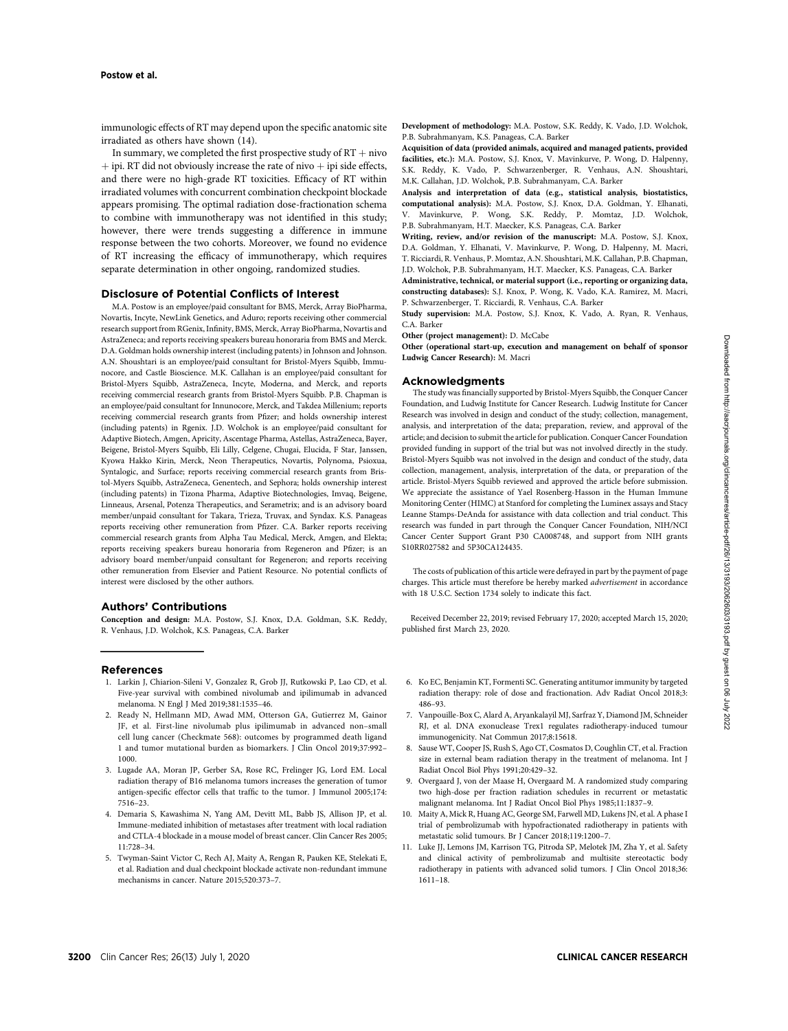immunologic effects of RT may depend upon the specific anatomic site irradiated as others have shown (14).

In summary, we completed the first prospective study of RT + nivo + ipi. RT did not obviously increase the rate of nivo + ipi side effects, and there were no high-grade RT toxicities. Efficacy of RT within irradiated volumes with concurrent combination checkpoint blockade appears promising. The optimal radiation dose-fractionation schema to combine with immunotherapy was not identified in this study; however, there were trends suggesting a difference in immune response between the two cohorts. Moreover, we found no evidence of RT increasing the efficacy of immunotherapy, which requires separate determination in other ongoing, randomized studies.

## Disclosure of Potential Conflicts of Interest

M.A. Postow is an employee/paid consultant for BMS, Merck, Array BioPharma, Novartis, Incyte, NewLink Genetics, and Aduro; reports receiving other commercial research support from RGenix, Infinity, BMS, Merck, Array BioPharma, Novartis and AstraZeneca; and reports receiving speakers bureau honoraria from BMS and Merck. D.A. Goldman holds ownership interest (including patents) in Johnson and Johnson. A.N. Shoushtari is an employee/paid consultant for Bristol-Myers Squibb, Immunocore, and Castle Bioscience. M.K. Callahan is an employee/paid consultant for Bristol-Myers Squibb, AstraZeneca, Incyte, Moderna, and Merck, and reports receiving commercial research grants from Bristol-Myers Squibb. P.B. Chapman is an employee/paid consultant for Innunocore, Merck, and Takdea Millenium; reports receiving commercial research grants from Pfizer; and holds ownership interest (including patents) in Rgenix. J.D. Wolchok is an employee/paid consultant for Adaptive Biotech, Amgen, Apricity, Ascentage Pharma, Astellas, AstraZeneca, Bayer, Beigene, Bristol-Myers Squibb, Eli Lilly, Celgene, Chugai, Elucida, F Star, Janssen, Kyowa Hakko Kirin, Merck, Neon Therapeutics, Novartis, Polynoma, Psioxua, Syntalogic, and Surface; reports receiving commercial research grants from Bristol-Myers Squibb, AstraZeneca, Genentech, and Sephora; holds ownership interest (including patents) in Tizona Pharma, Adaptive Biotechnologies, Imvaq, Beigene, Linneaus, Arsenal, Potenza Therapeutics, and Serametrix; and is an advisory board member/unpaid consultant for Takara, Trieza, Truvax, and Syndax. K.S. Panageas reports receiving other remuneration from Pfizer. C.A. Barker reports receiving commercial research grants from Alpha Tau Medical, Merck, Amgen, and Elekta; reports receiving speakers bureau honoraria from Regeneron and Pfizer; is an advisory board member/unpaid consultant for Regeneron; and reports receiving other remuneration from Elsevier and Patient Resource. No potential conflicts of interest were disclosed by the other authors.

## Authors' Contributions

**Conception and design:** M.A. Postow, S.J. Knox, D.A. Goldman, S.K. Reddy, R. Venhaus, J.D. Wolchok, K.S. Panageas, C.A. Barker

**Development of methodology:** M.A. Postow, S.K. Reddy, K. Vado, J.D. Wolchok, P.B. Subrahmanyam, K.S. Panageas, C.A. Barker

**Acquisition of data (provided animals, acquired and managed patients, provided facilities, etc.):** M.A. Postow, S.J. Knox, V. Mavinkurve, P. Wong, D. Halpenny, S.K. Reddy, K. Vado, P. Schwarzenberger, R. Venhaus, A.N. Shoushtari, M.K. Callahan, J.D. Wolchok, P.B. Subrahmanyam, C.A. Barker

**Analysis and interpretation of data (e.g., statistical analysis, biostatistics, computational analysis):** M.A. Postow, S.J. Knox, D.A. Goldman, Y. Elhanati, V. Mavinkurve, P. Wong, S.K. Reddy, P. Momtaz, J.D. Wolchok, P.B. Subrahmanyam, H.T. Maecker, K.S. Panageas, C.A. Barker

**Writing, review, and/or revision of the manuscript:** M.A. Postow, S.J. Knox, D.A. Goldman, Y. Elhanati, V. Mavinkurve, P. Wong, D. Halpenny, M. Macri, T. Ricciardi, R. Venhaus, P. Momtaz, A.N. Shoushtari, M.K. Callahan, P.B. Chapman, J.D. Wolchok, P.B. Subrahmanyam, H.T. Maecker, K.S. Panageas, C.A. Barker

**Administrative, technical, or material support (i.e., reporting or organizing data, constructing databases):** S.J. Knox, P. Wong, K. Vado, K.A. Ramirez, M. Macri, P. Schwarzenberger, T. Ricciardi, R. Venhaus, C.A. Barker

**Study supervision:** M.A. Postow, S.J. Knox, K. Vado, A. Ryan, R. Venhaus, C.A. Barker

**Other (project management):** D. McCabe

**Other (operational start-up, execution and management on behalf of sponsor Ludwig Cancer Research):** M. Macri

## Acknowledgments

The study was financially supported by Bristol-Myers Squibb, the Conquer Cancer Foundation, and Ludwig Institute for Cancer Research. Ludwig Institute for Cancer Research was involved in design and conduct of the study; collection, management, analysis, and interpretation of the data; preparation, review, and approval of the article; and decision to submit the article for publication. Conquer Cancer Foundation provided funding in support of the trial but was not involved directly in the study. Bristol-Myers Squibb was not involved in the design and conduct of the study, data collection, management, analysis, interpretation of the data, or preparation of the article. Bristol-Myers Squibb reviewed and approved the article before submission. We appreciate the assistance of Yael Rosenberg-Hasson in the Human Immune Monitoring Center (HIMC) at Stanford for completing the Luminex assays and Stacy Leanne Stamps-DeAnda for assistance with data collection and trial conduct. This research was funded in part through the Conquer Cancer Foundation, NIH/NCI Cancer Center Support Grant P30 CA008748, and support from NIH grants S10RR027582 and 5P30CA124435.

The costs of publication of this article were defrayed in part by the payment of page charges. This article must therefore be hereby marked *advertisement* in accordance with 18 U.S.C. Section 1734 solely to indicate this fact.

Received December 22, 2019; revised February 17, 2020; accepted March 15, 2020; published first March 23, 2020.

## References

1. Larkin J, Chiarion-Sileni V, Gonzalez R, Grob JJ, Rutkowski P, Lao CD, et al. Five-year survival with combined nivolumab and ipilimumab in advanced melanoma. N Engl J Med 2019;381:1535–46.
2. Ready N, Hellmann MD, Awad MM, Otterson GA, Gutierrez M, Gainor JF, et al. First-line nivolumab plus ipilimumab in advanced non–small cell lung cancer (Checkmate 568): outcomes by programmed death ligand 1 and tumor mutational burden as biomarkers. J Clin Oncol 2019;37:992–1000.
3. Lugade AA, Moran JP, Gerber SA, Rose RC, Frelinger JG, Lord EM. Local radiation therapy of B16 melanoma tumors increases the generation of tumor antigen-specific effector cells that traffic to the tumor. J Immunol 2005;174:7516–23.
4. Demaria S, Kawashima N, Yang AM, Devitt ML, Babb JS, Allison JP, et al. Immune-mediated inhibition of metastases after treatment with local radiation and CTLA-4 blockade in a mouse model of breast cancer. Clin Cancer Res 2005;11:728–34.
5. Twyman-Saint Victor C, Rech AJ, Maity A, Rengan R, Pauken KE, Stelekati E, et al. Radiation and dual checkpoint blockade activate non-redundant immune mechanisms in cancer. Nature 2015;520:373–7.
6. Ko EC, Benjamin KT, Formenti SC. Generating antitumor immunity by targeted radiation therapy: role of dose and fractionation. Adv Radiat Oncol 2018;3:486–93.
7. Vanpouille-Box C, Alard A, Aryankalayil MJ, Sarfraz Y, Diamond JM, Schneider RJ, et al. DNA exonuclease Trex1 regulates radiotherapy-induced tumour immunogenicity. Nat Commun 2017;8:15618.
8. Sause WT, Cooper JS, Rush S, Ago CT, Cosmatos D, Coughlin CT, et al. Fraction size in external beam radiation therapy in the treatment of melanoma. Int J Radiat Oncol Biol Phys 1991;20:429–32.
9. Overgaard J, von der Maase H, Overgaard M. A randomized study comparing two high-dose per fraction radiation schedules in recurrent or metastatic malignant melanoma. Int J Radiat Oncol Biol Phys 1985;11:1837–9.
10. Maity A, Mick R, Huang AC, George SM, Farwell MD, Lukens JN, et al. A phase I trial of pembrolizumab with hypofractionated radiotherapy in patients with metastatic solid tumours. Br J Cancer 2018;119:1200–7.
11. Luke JJ, Lemons JM, Karrison TG, Pitroda SP, Melotek JM, Zha Y, et al. Safety and clinical activity of pembrolizumab and multisite stereotactic body radiotherapy in patients with advanced solid tumors. J Clin Oncol 2018;36:1611–18.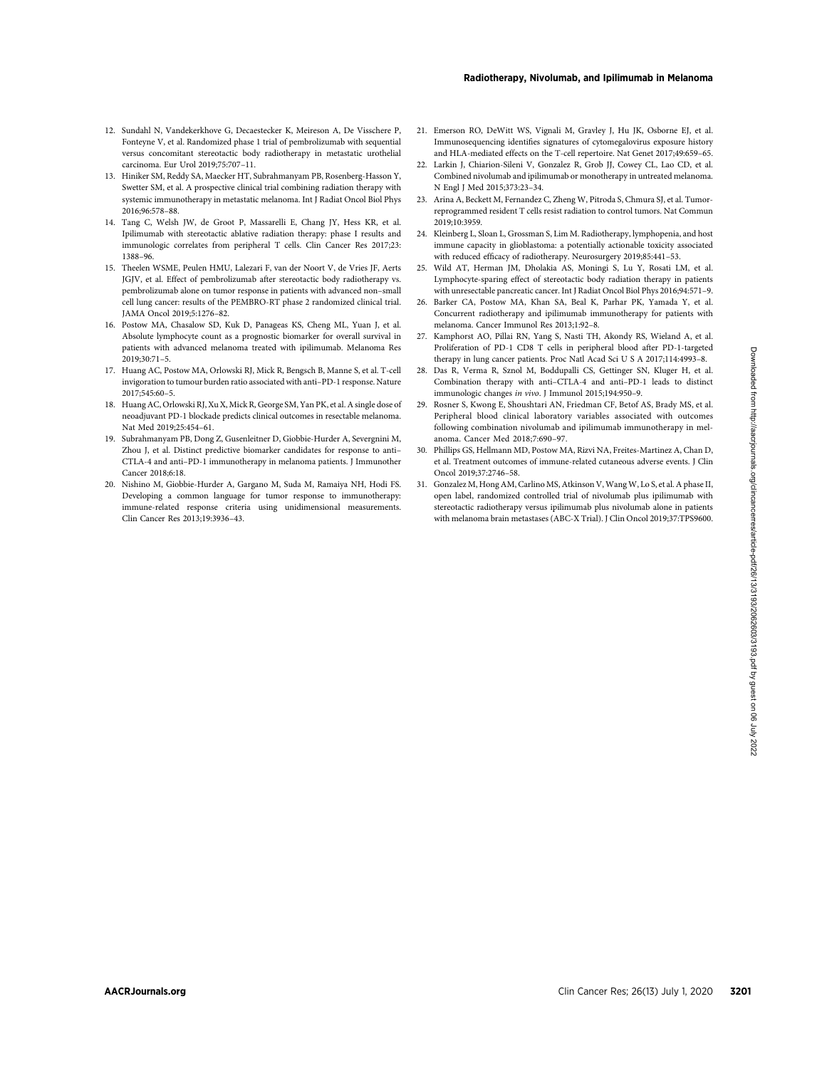12. Sundahl N, Vandekerkhove G, Decaestecker K, Meireson A, De Visschere P, Fonteyne V, et al. Randomized phase 1 trial of pembrolizumab with sequential versus concomitant stereotactic body radiotherapy in metastatic urothelial carcinoma. Eur Urol 2019;75:707–11.
13. Hiniker SM, Reddy SA, Maecker HT, Subrahmanyam PB, Rosenberg-Hasson Y, Swetter SM, et al. A prospective clinical trial combining radiation therapy with systemic immunotherapy in metastatic melanoma. Int J Radiat Oncol Biol Phys 2016;96:578–88.
14. Tang C, Welsh JW, de Groot P, Massarelli E, Chang JY, Hess KR, et al. Ipilimumab with stereotactic ablative radiation therapy: phase I results and immunologic correlates from peripheral T cells. Clin Cancer Res 2017;23:1388–96.
15. Theelen WSME, Peulen HMU, Lalezari F, van der Noort V, de Vries JF, Aerts JGJV, et al. Effect of pembrolizumab after stereotactic body radiotherapy vs. pembrolizumab alone on tumor response in patients with advanced non–small cell lung cancer: results of the PEMBRO-RT phase 2 randomized clinical trial. JAMA Oncol 2019;5:1276–82.
16. Postow MA, Chasalow SD, Kuk D, Panageas KS, Cheng ML, Yuan J, et al. Absolute lymphocyte count as a prognostic biomarker for overall survival in patients with advanced melanoma treated with ipilimumab. Melanoma Res 2019;30:71–5.
17. Huang AC, Postow MA, Orlowski RJ, Mick R, Bengsch B, Manne S, et al. T-cell invigoration to tumour burden ratio associated with anti–PD-1 response. Nature 2017;545:60–5.
18. Huang AC, Orlowski RJ, Xu X, Mick R, George SM, Yan PK, et al. A single dose of neoadjuvant PD-1 blockade predicts clinical outcomes in resectable melanoma. Nat Med 2019;25:454–61.
19. Subrahmanyam PB, Dong Z, Gusenleitner D, Giobbie-Hurder A, Severgnini M, Zhou J, et al. Distinct predictive biomarker candidates for response to anti–CTLA-4 and anti–PD-1 immunotherapy in melanoma patients. J Immunother Cancer 2018;6:18.
20. Nishino M, Giobbie-Hurder A, Gargano M, Suda M, Ramaiya NH, Hodi FS. Developing a common language for tumor response to immunotherapy: immune-related response criteria using unidimensional measurements. Clin Cancer Res 2013;19:3936–43.
21. Emerson RO, DeWitt WS, Vignali M, Gravley J, Hu JK, Osborne EJ, et al. Immunosequencing identifies signatures of cytomegalovirus exposure history and HLA-mediated effects on the T-cell repertoire. Nat Genet 2017;49:659–65.
22. Larkin J, Chiarion-Sileni V, Gonzalez R, Grob JJ, Cowey CL, Lao CD, et al. Combined nivolumab and ipilimumab or monotherapy in untreated melanoma. N Engl J Med 2015;373:23–34.
23. Arina A, Beckett M, Fernandez C, Zheng W, Pitroda S, Chmura SJ, et al. Tumor-reprogrammed resident T cells resist radiation to control tumors. Nat Commun 2019;10:3959.
24. Kleinberg L, Sloan L, Grossman S, Lim M. Radiotherapy, lymphopenia, and host immune capacity in glioblastoma: a potentially actionable toxicity associated with reduced efficacy of radiotherapy. Neurosurgery 2019;85:441–53.
25. Wild AT, Herman JM, Dholakia AS, Moningi S, Lu Y, Rosati LM, et al. Lymphocyte-sparing effect of stereotactic body radiation therapy in patients with unresectable pancreatic cancer. Int J Radiat Oncol Biol Phys 2016;94:571–9.
26. Barker CA, Postow MA, Khan SA, Beal K, Parhar PK, Yamada Y, et al. Concurrent radiotherapy and ipilimumab immunotherapy for patients with melanoma. Cancer Immunol Res 2013;1:92–8.
27. Kamphorst AO, Pillai RN, Yang S, Nasti TH, Akondy RS, Wieland A, et al. Proliferation of PD-1 CD8 T cells in peripheral blood after PD-1-targeted therapy in lung cancer patients. Proc Natl Acad Sci U S A 2017;114:4993–8.
28. Das R, Verma R, Sznol M, Boddupalli CS, Gettinger SN, Kluger H, et al. Combination therapy with anti–CTLA-4 and anti–PD-1 leads to distinct immunologic changes *in vivo*. J Immunol 2015;194:950–9.
29. Rosner S, Kwong E, Shoushtari AN, Friedman CF, Betof AS, Brady MS, et al. Peripheral blood clinical laboratory variables associated with outcomes following combination nivolumab and ipilimumab immunotherapy in melanoma. Cancer Med 2018;7:690–97.
30. Phillips GS, Hellmann MD, Postow MA, Rizvi NA, Freites-Martinez A, Chan D, et al. Treatment outcomes of immune-related cutaneous adverse events. J Clin Oncol 2019;37:2746–58.
31. Gonzalez M, Hong AM, Carlino MS, Atkinson V, Wang W, Lo S, et al. A phase II, open label, randomized controlled trial of nivolumab plus ipilimumab with stereotactic radiotherapy versus ipilimumab plus nivolumab alone in patients with melanoma brain metastases (ABC-X Trial). J Clin Oncol 2019;37:TPS9600.